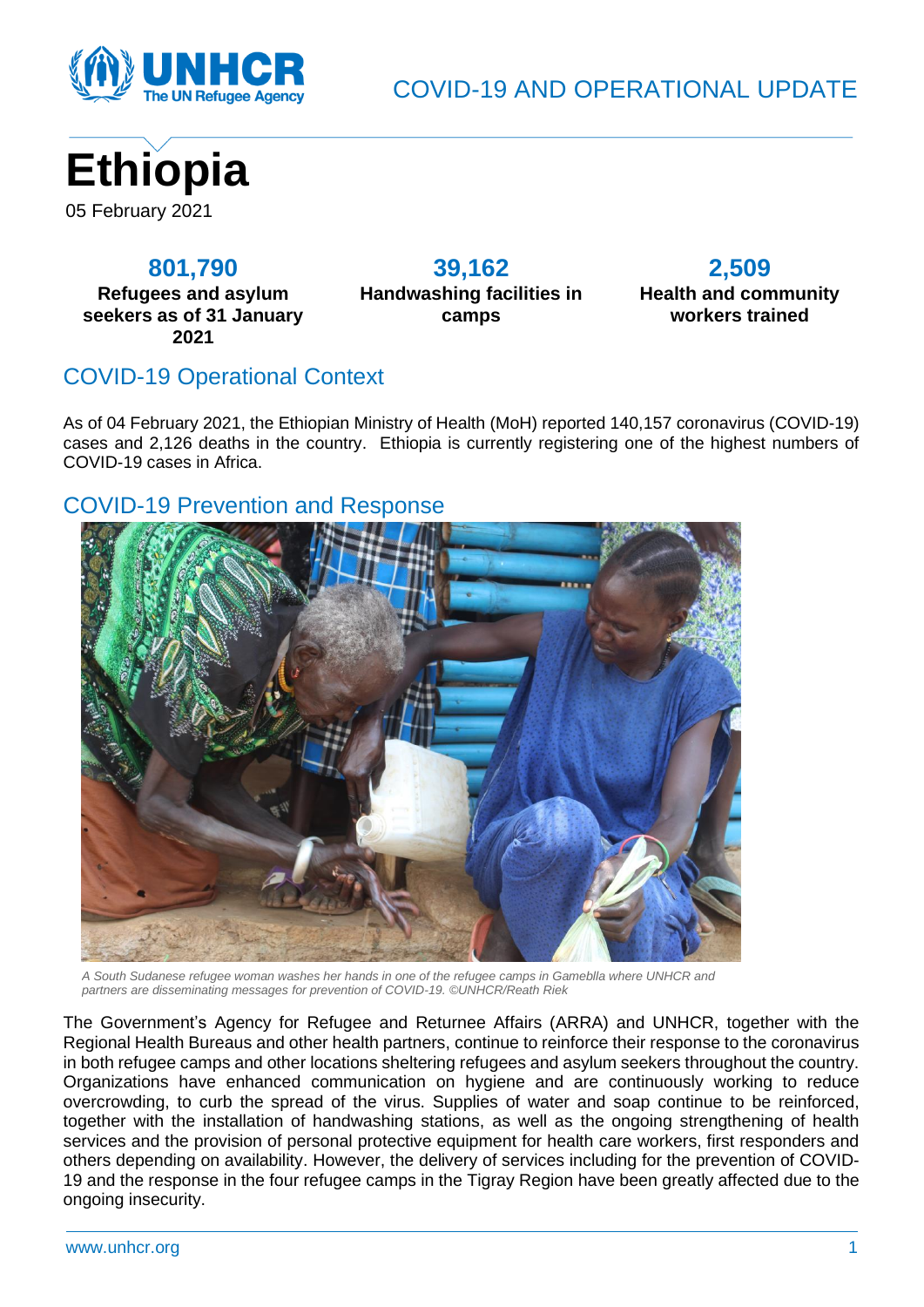COVID-19 AND OPERATIONAL UPDATE

# Ethiopia

05 February 2021

**801,790**
**Refugees and asylum seekers as of 31 January 2021**

**39,162**
**Handwashing facilities in camps**

**2,509**
**Health and community workers trained**

## COVID-19 Operational Context

As of 04 February 2021, the Ethiopian Ministry of Health (MoH) reported 140,157 coronavirus (COVID-19) cases and 2,126 deaths in the country. Ethiopia is currently registering one of the highest numbers of COVID-19 cases in Africa.

## COVID-19 Prevention and Response

*A South Sudanese refugee woman washes her hands in one of the refugee camps in Gameblla where UNHCR and partners are disseminating messages for prevention of COVID-19. ©UNHCR/Reath Riek*

The Government's Agency for Refugee and Returnee Affairs (ARRA) and UNHCR, together with the Regional Health Bureaus and other health partners, continue to reinforce their response to the coronavirus in both refugee camps and other locations sheltering refugees and asylum seekers throughout the country. Organizations have enhanced communication on hygiene and are continuously working to reduce overcrowding, to curb the spread of the virus. Supplies of water and soap continue to be reinforced, together with the installation of handwashing stations, as well as the ongoing strengthening of health services and the provision of personal protective equipment for health care workers, first responders and others depending on availability. However, the delivery of services including for the prevention of COVID-19 and the response in the four refugee camps in the Tigray Region have been greatly affected due to the ongoing insecurity.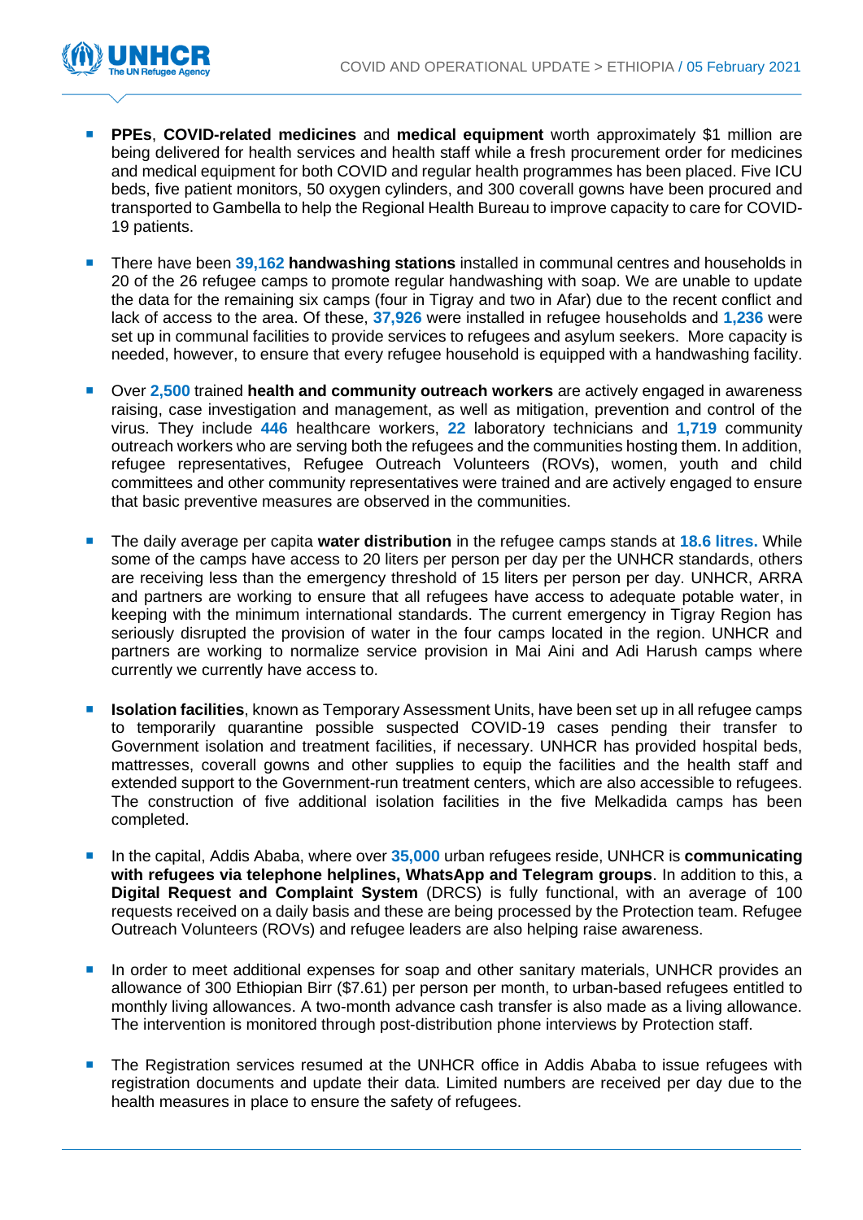- **PPEs**, **COVID-related medicines** and **medical equipment** worth approximately $1 million are being delivered for health services and health staff while a fresh procurement order for medicines and medical equipment for both COVID and regular health programmes has been placed. Five ICU beds, five patient monitors, 50 oxygen cylinders, and 300 coverall gowns have been procured and transported to Gambella to help the Regional Health Bureau to improve capacity to care for COVID-19 patients.

- There have been **39,162 handwashing stations** installed in communal centres and households in 20 of the 26 refugee camps to promote regular handwashing with soap. We are unable to update the data for the remaining six camps (four in Tigray and two in Afar) due to the recent conflict and lack of access to the area. Of these, **37,926** were installed in refugee households and **1,236** were set up in communal facilities to provide services to refugees and asylum seekers. More capacity is needed, however, to ensure that every refugee household is equipped with a handwashing facility.

- Over **2,500** trained **health and community outreach workers** are actively engaged in awareness raising, case investigation and management, as well as mitigation, prevention and control of the virus. They include **446** healthcare workers, **22** laboratory technicians and **1,719** community outreach workers who are serving both the refugees and the communities hosting them. In addition, refugee representatives, Refugee Outreach Volunteers (ROVs), women, youth and child committees and other community representatives were trained and are actively engaged to ensure that basic preventive measures are observed in the communities.

- The daily average per capita **water distribution** in the refugee camps stands at **18.6 litres.** While some of the camps have access to 20 liters per person per day per the UNHCR standards, others are receiving less than the emergency threshold of 15 liters per person per day. UNHCR, ARRA and partners are working to ensure that all refugees have access to adequate potable water, in keeping with the minimum international standards. The current emergency in Tigray Region has seriously disrupted the provision of water in the four camps located in the region. UNHCR and partners are working to normalize service provision in Mai Aini and Adi Harush camps where currently we currently have access to.

- **Isolation facilities**, known as Temporary Assessment Units, have been set up in all refugee camps to temporarily quarantine possible suspected COVID-19 cases pending their transfer to Government isolation and treatment facilities, if necessary. UNHCR has provided hospital beds, mattresses, coverall gowns and other supplies to equip the facilities and the health staff and extended support to the Government-run treatment centers, which are also accessible to refugees. The construction of five additional isolation facilities in the five Melkadida camps has been completed.

- In the capital, Addis Ababa, where over **35,000** urban refugees reside, UNHCR is **communicating with refugees via telephone helplines, WhatsApp and Telegram groups**. In addition to this, a **Digital Request and Complaint System** (DRCS) is fully functional, with an average of 100 requests received on a daily basis and these are being processed by the Protection team. Refugee Outreach Volunteers (ROVs) and refugee leaders are also helping raise awareness.

- In order to meet additional expenses for soap and other sanitary materials, UNHCR provides an allowance of 300 Ethiopian Birr ($7.61) per person per month, to urban-based refugees entitled to monthly living allowances. A two-month advance cash transfer is also made as a living allowance. The intervention is monitored through post-distribution phone interviews by Protection staff.

- The Registration services resumed at the UNHCR office in Addis Ababa to issue refugees with registration documents and update their data. Limited numbers are received per day due to the health measures in place to ensure the safety of refugees.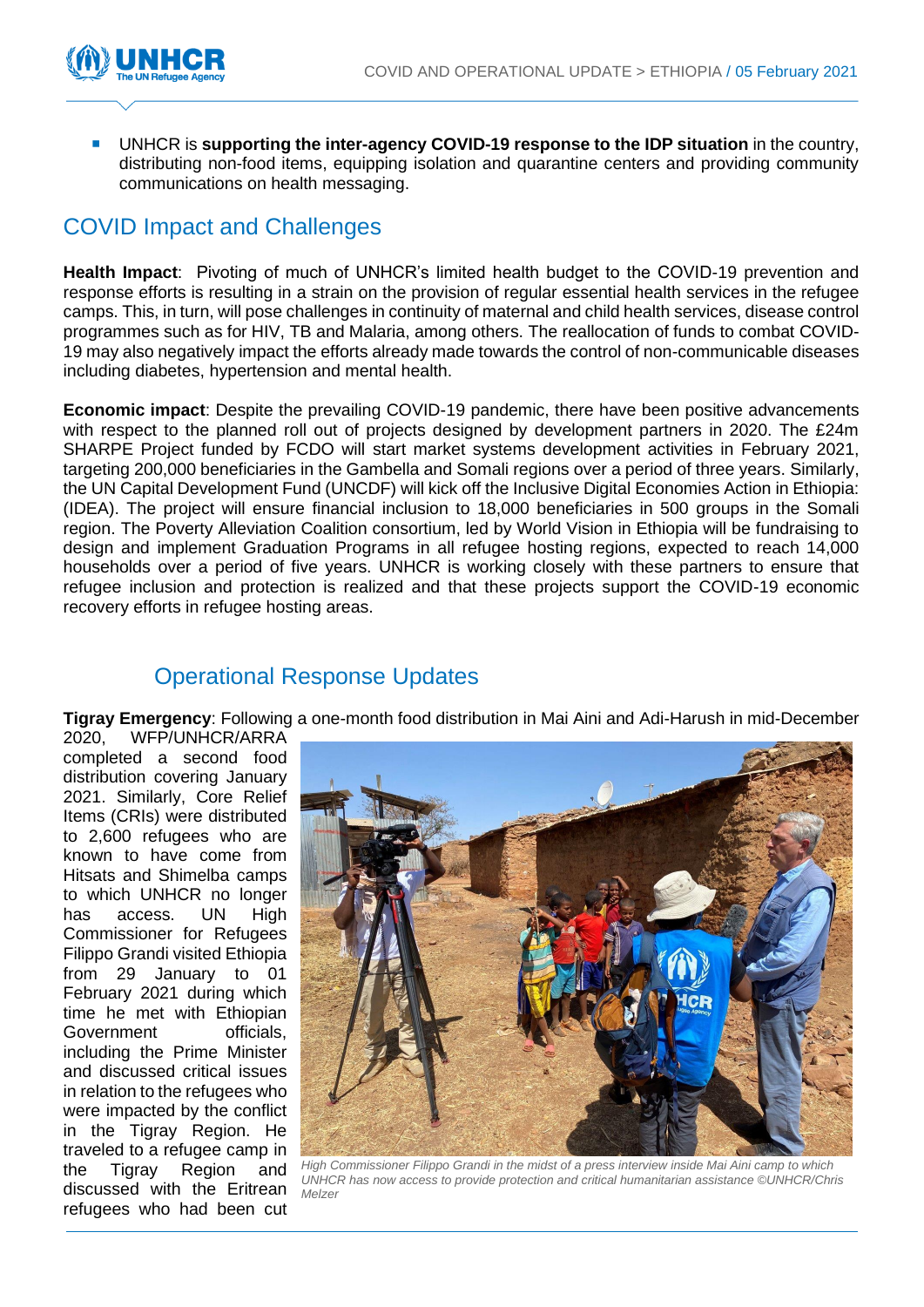- UNHCR is **supporting the inter-agency COVID-19 response to the IDP situation** in the country, distributing non-food items, equipping isolation and quarantine centers and providing community communications on health messaging.

## COVID Impact and Challenges

**Health Impact**: Pivoting of much of UNHCR's limited health budget to the COVID-19 prevention and response efforts is resulting in a strain on the provision of regular essential health services in the refugee camps. This, in turn, will pose challenges in continuity of maternal and child health services, disease control programmes such as for HIV, TB and Malaria, among others. The reallocation of funds to combat COVID-19 may also negatively impact the efforts already made towards the control of non-communicable diseases including diabetes, hypertension and mental health.

**Economic impact**: Despite the prevailing COVID-19 pandemic, there have been positive advancements with respect to the planned roll out of projects designed by development partners in 2020. The £24m SHARPE Project funded by FCDO will start market systems development activities in February 2021, targeting 200,000 beneficiaries in the Gambella and Somali regions over a period of three years. Similarly, the UN Capital Development Fund (UNCDF) will kick off the Inclusive Digital Economies Action in Ethiopia: (IDEA). The project will ensure financial inclusion to 18,000 beneficiaries in 500 groups in the Somali region. The Poverty Alleviation Coalition consortium, led by World Vision in Ethiopia will be fundraising to design and implement Graduation Programs in all refugee hosting regions, expected to reach 14,000 households over a period of five years. UNHCR is working closely with these partners to ensure that refugee inclusion and protection is realized and that these projects support the COVID-19 economic recovery efforts in refugee hosting areas.

## Operational Response Updates

**Tigray Emergency**: Following a one-month food distribution in Mai Aini and Adi-Harush in mid-December 2020, WFP/UNHCR/ARRA completed a second food distribution covering January 2021. Similarly, Core Relief Items (CRIs) were distributed to 2,600 refugees who are known to have come from Hitsats and Shimelba camps to which UNHCR no longer has access. UN High Commissioner for Refugees Filippo Grandi visited Ethiopia from 29 January to 01 February 2021 during which time he met with Ethiopian Government officials, including the Prime Minister and discussed critical issues in relation to the refugees who were impacted by the conflict in the Tigray Region. He traveled to a refugee camp in the Tigray Region and discussed with the Eritrean refugees who had been cut

*High Commissioner Filippo Grandi in the midst of a press interview inside Mai Aini camp to which UNHCR has now access to provide protection and critical humanitarian assistance ©UNHCR/Chris Melzer*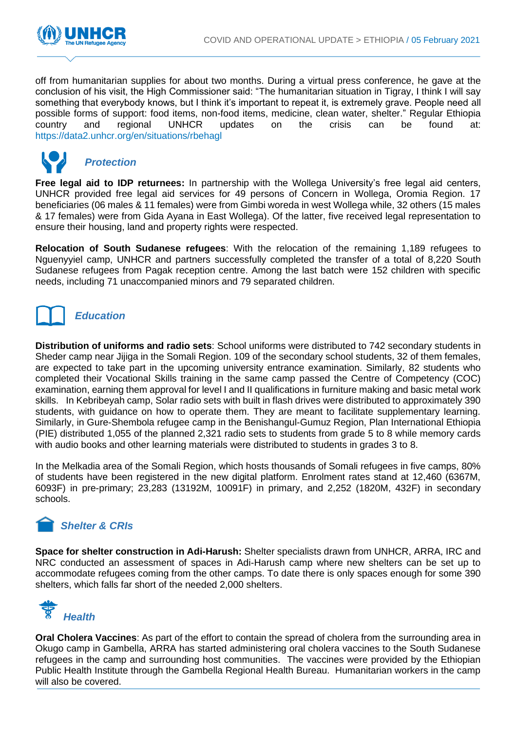off from humanitarian supplies for about two months. During a virtual press conference, he gave at the conclusion of his visit, the High Commissioner said: "The humanitarian situation in Tigray, I think I will say something that everybody knows, but I think it's important to repeat it, is extremely grave. People need all possible forms of support: food items, non-food items, medicine, clean water, shelter." Regular Ethiopia country and regional UNHCR updates on the crisis can be found at: https://data2.unhcr.org/en/situations/rbehagl

## *Protection*

**Free legal aid to IDP returnees:** In partnership with the Wollega University's free legal aid centers, UNHCR provided free legal aid services for 49 persons of Concern in Wollega, Oromia Region. 17 beneficiaries (06 males & 11 females) were from Gimbi woreda in west Wollega while, 32 others (15 males & 17 females) were from Gida Ayana in East Wollega). Of the latter, five received legal representation to ensure their housing, land and property rights were respected.

**Relocation of South Sudanese refugees**: With the relocation of the remaining 1,189 refugees to Nguenyyiel camp, UNHCR and partners successfully completed the transfer of a total of 8,220 South Sudanese refugees from Pagak reception centre. Among the last batch were 152 children with specific needs, including 71 unaccompanied minors and 79 separated children.

## *Education*

**Distribution of uniforms and radio sets**: School uniforms were distributed to 742 secondary students in Sheder camp near Jijiga in the Somali Region. 109 of the secondary school students, 32 of them females, are expected to take part in the upcoming university entrance examination. Similarly, 82 students who completed their Vocational Skills training in the same camp passed the Centre of Competency (COC) examination, earning them approval for level I and II qualifications in furniture making and basic metal work skills. In Kebribeyah camp, Solar radio sets with built in flash drives were distributed to approximately 390 students, with guidance on how to operate them. They are meant to facilitate supplementary learning. Similarly, in Gure-Shembola refugee camp in the Benishangul-Gumuz Region, Plan International Ethiopia (PIE) distributed 1,055 of the planned 2,321 radio sets to students from grade 5 to 8 while memory cards with audio books and other learning materials were distributed to students in grades 3 to 8.

In the Melkadia area of the Somali Region, which hosts thousands of Somali refugees in five camps, 80% of students have been registered in the new digital platform. Enrolment rates stand at 12,460 (6367M, 6093F) in pre-primary; 23,283 (13192M, 10091F) in primary, and 2,252 (1820M, 432F) in secondary schools.

## *Shelter & CRIs*

**Space for shelter construction in Adi-Harush:** Shelter specialists drawn from UNHCR, ARRA, IRC and NRC conducted an assessment of spaces in Adi-Harush camp where new shelters can be set up to accommodate refugees coming from the other camps. To date there is only spaces enough for some 390 shelters, which falls far short of the needed 2,000 shelters.

## *Health*

**Oral Cholera Vaccines**: As part of the effort to contain the spread of cholera from the surrounding area in Okugo camp in Gambella, ARRA has started administering oral cholera vaccines to the South Sudanese refugees in the camp and surrounding host communities. The vaccines were provided by the Ethiopian Public Health Institute through the Gambella Regional Health Bureau. Humanitarian workers in the camp will also be covered.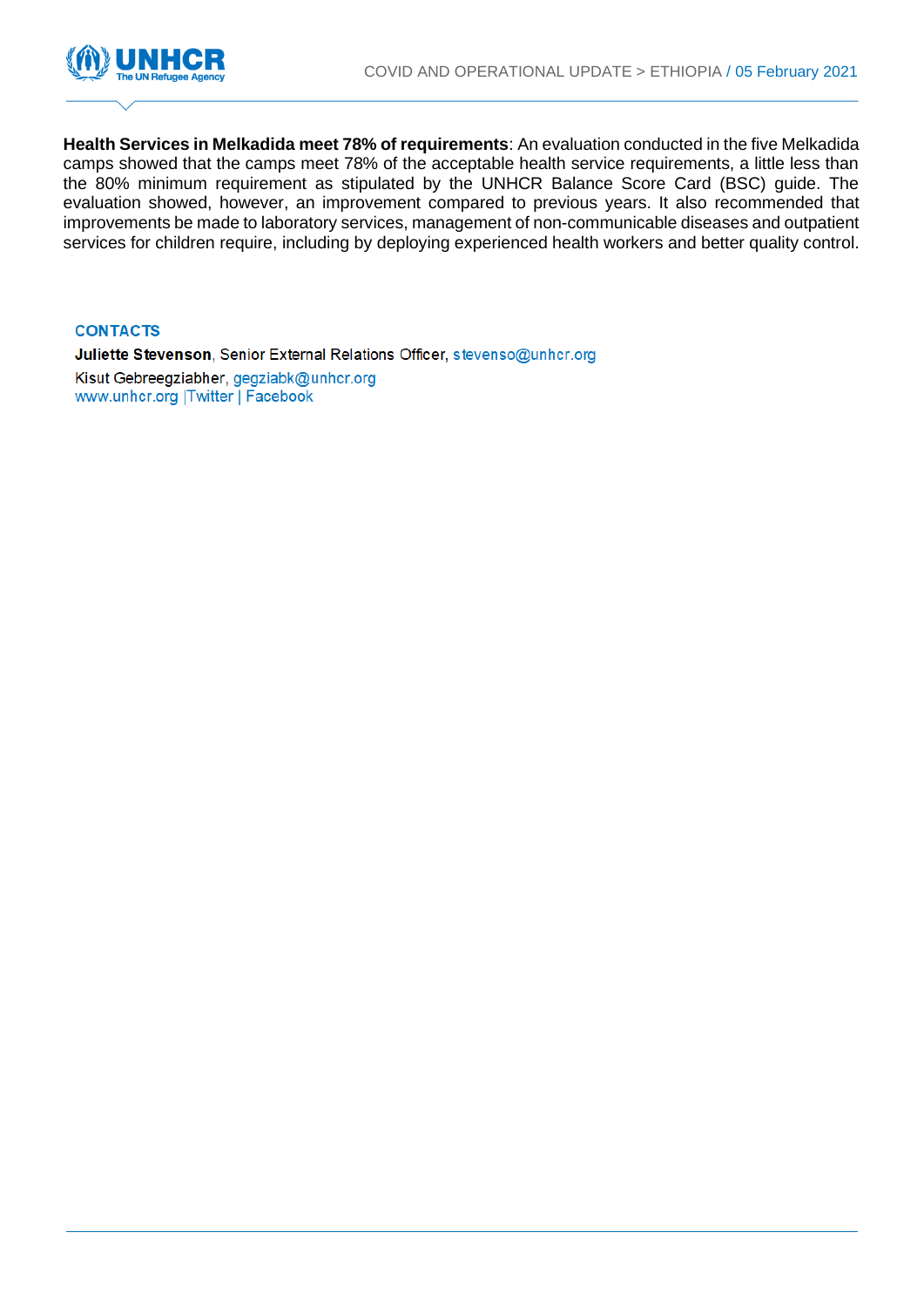**Health Services in Melkadida meet 78% of requirements**: An evaluation conducted in the five Melkadida camps showed that the camps meet 78% of the acceptable health service requirements, a little less than the 80% minimum requirement as stipulated by the UNHCR Balance Score Card (BSC) guide. The evaluation showed, however, an improvement compared to previous years. It also recommended that improvements be made to laboratory services, management of non-communicable diseases and outpatient services for children require, including by deploying experienced health workers and better quality control.

## CONTACTS

**Juliette Stevenson**, Senior External Relations Officer, stevenso@unhcr.org

Kisut Gebreegziabher, gegziabk@unhcr.org

www.unhcr.org |Twitter | Facebook